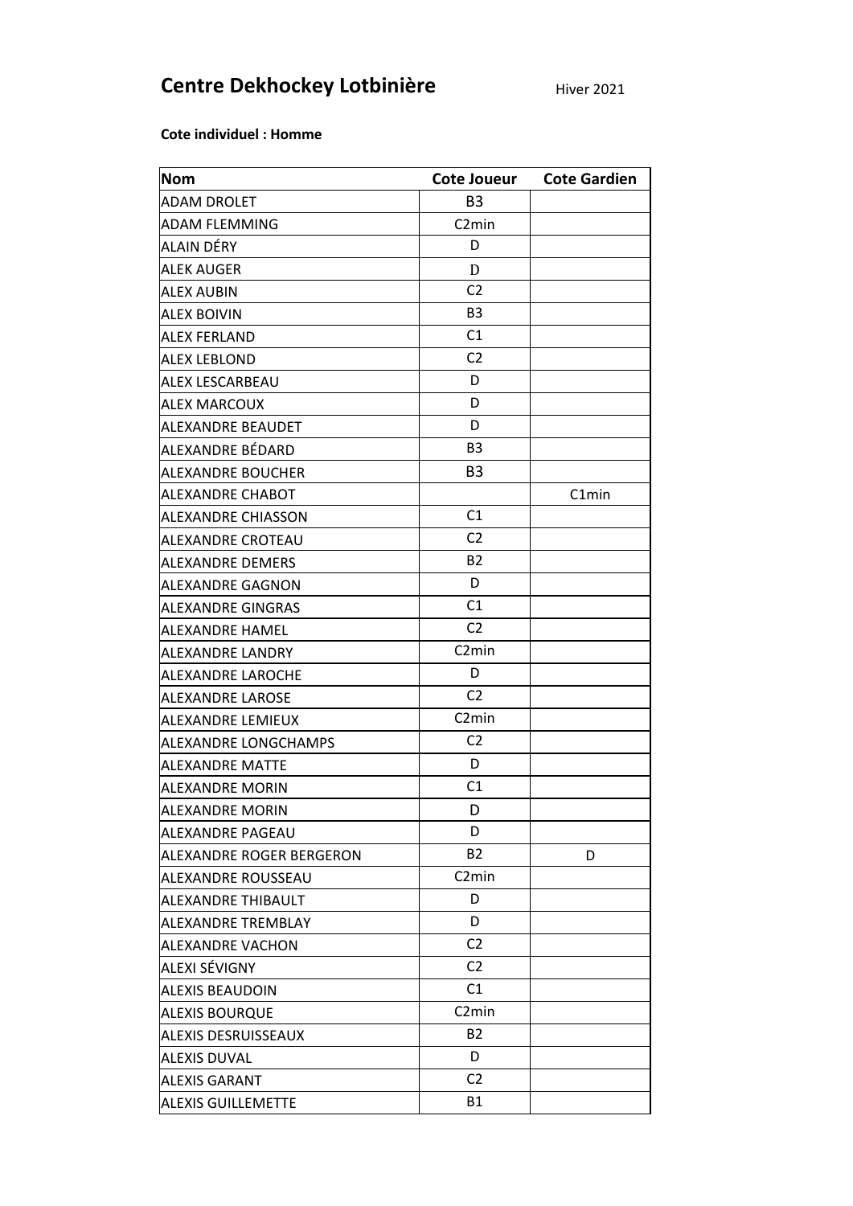# Centre Dekhockey Lotbinière

Hiver 2021

**Cote individuel : Homme**

| Nom | Cote Joueur | Cote Gardien |
|---|---|---|
| ADAM DROLET | B3 | |
| ADAM FLEMMING | C2min | |
| ALAIN DÉRY | D | |
| ALEK AUGER | D | |
| ALEX AUBIN | C2 | |
| ALEX BOIVIN | B3 | |
| ALEX FERLAND | C1 | |
| ALEX LEBLOND | C2 | |
| ALEX LESCARBEAU | D | |
| ALEX MARCOUX | D | |
| ALEXANDRE BEAUDET | D | |
| ALEXANDRE BÉDARD | B3 | |
| ALEXANDRE BOUCHER | B3 | |
| ALEXANDRE CHABOT | | C1min |
| ALEXANDRE CHIASSON | C1 | |
| ALEXANDRE CROTEAU | C2 | |
| ALEXANDRE DEMERS | B2 | |
| ALEXANDRE GAGNON | D | |
| ALEXANDRE GINGRAS | C1 | |
| ALEXANDRE HAMEL | C2 | |
| ALEXANDRE LANDRY | C2min | |
| ALEXANDRE LAROCHE | D | |
| ALEXANDRE LAROSE | C2 | |
| ALEXANDRE LEMIEUX | C2min | |
| ALEXANDRE LONGCHAMPS | C2 | |
| ALEXANDRE MATTE | D | |
| ALEXANDRE MORIN | C1 | |
| ALEXANDRE MORIN | D | |
| ALEXANDRE PAGEAU | D | |
| ALEXANDRE ROGER BERGERON | B2 | D |
| ALEXANDRE ROUSSEAU | C2min | |
| ALEXANDRE THIBAULT | D | |
| ALEXANDRE TREMBLAY | D | |
| ALEXANDRE VACHON | C2 | |
| ALEXI SÉVIGNY | C2 | |
| ALEXIS BEAUDOIN | C1 | |
| ALEXIS BOURQUE | C2min | |
| ALEXIS DESRUISSEAUX | B2 | |
| ALEXIS DUVAL | D | |
| ALEXIS GARANT | C2 | |
| ALEXIS GUILLEMETTE | B1 | |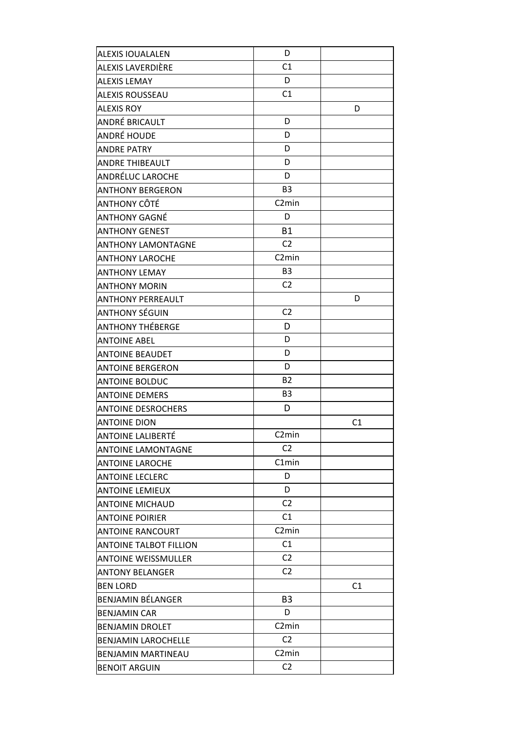| | | |
|---|---|---|
| ALEXIS IOUALALEN | D | |
| ALEXIS LAVERDIÈRE | C1 | |
| ALEXIS LEMAY | D | |
| ALEXIS ROUSSEAU | C1 | |
| ALEXIS ROY | | D |
| ANDRÉ BRICAULT | D | |
| ANDRÉ HOUDE | D | |
| ANDRE PATRY | D | |
| ANDRE THIBEAULT | D | |
| ANDRÉLUC LAROCHE | D | |
| ANTHONY BERGERON | B3 | |
| ANTHONY CÔTÉ | C2min | |
| ANTHONY GAGNÉ | D | |
| ANTHONY GENEST | B1 | |
| ANTHONY LAMONTAGNE | C2 | |
| ANTHONY LAROCHE | C2min | |
| ANTHONY LEMAY | B3 | |
| ANTHONY MORIN | C2 | |
| ANTHONY PERREAULT | | D |
| ANTHONY SÉGUIN | C2 | |
| ANTHONY THÉBERGE | D | |
| ANTOINE ABEL | D | |
| ANTOINE BEAUDET | D | |
| ANTOINE BERGERON | D | |
| ANTOINE BOLDUC | B2 | |
| ANTOINE DEMERS | B3 | |
| ANTOINE DESROCHERS | D | |
| ANTOINE DION | | C1 |
| ANTOINE LALIBERTÉ | C2min | |
| ANTOINE LAMONTAGNE | C2 | |
| ANTOINE LAROCHE | C1min | |
| ANTOINE LECLERC | D | |
| ANTOINE LEMIEUX | D | |
| ANTOINE MICHAUD | C2 | |
| ANTOINE POIRIER | C1 | |
| ANTOINE RANCOURT | C2min | |
| ANTOINE TALBOT FILLION | C1 | |
| ANTOINE WEISSMULLER | C2 | |
| ANTONY BELANGER | C2 | |
| BEN LORD | | C1 |
| BENJAMIN BÉLANGER | B3 | |
| BENJAMIN CAR | D | |
| BENJAMIN DROLET | C2min | |
| BENJAMIN LAROCHELLE | C2 | |
| BENJAMIN MARTINEAU | C2min | |
| BENOIT ARGUIN | C2 | |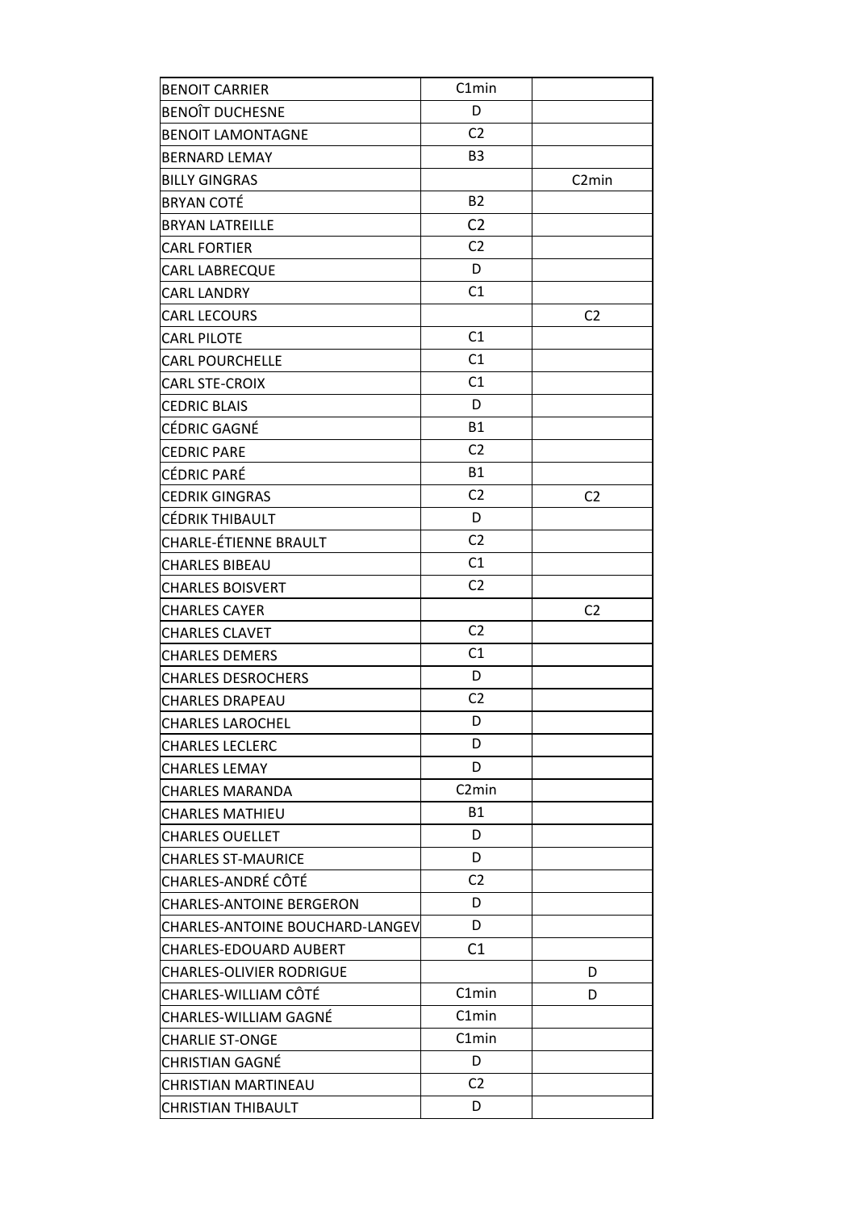| | | |
|---|---|---|
| BENOIT CARRIER | C1min | |
| BENOÎT DUCHESNE | D | |
| BENOIT LAMONTAGNE | C2 | |
| BERNARD LEMAY | B3 | |
| BILLY GINGRAS | | C2min |
| BRYAN COTÉ | B2 | |
| BRYAN LATREILLE | C2 | |
| CARL FORTIER | C2 | |
| CARL LABRECQUE | D | |
| CARL LANDRY | C1 | |
| CARL LECOURS | | C2 |
| CARL PILOTE | C1 | |
| CARL POURCHELLE | C1 | |
| CARL STE-CROIX | C1 | |
| CEDRIC BLAIS | D | |
| CÉDRIC GAGNÉ | B1 | |
| CEDRIC PARE | C2 | |
| CÉDRIC PARÉ | B1 | |
| CEDRIK GINGRAS | C2 | C2 |
| CÉDRIK THIBAULT | D | |
| CHARLE-ÉTIENNE BRAULT | C2 | |
| CHARLES BIBEAU | C1 | |
| CHARLES BOISVERT | C2 | |
| CHARLES CAYER | | C2 |
| CHARLES CLAVET | C2 | |
| CHARLES DEMERS | C1 | |
| CHARLES DESROCHERS | D | |
| CHARLES DRAPEAU | C2 | |
| CHARLES LAROCHEL | D | |
| CHARLES LECLERC | D | |
| CHARLES LEMAY | D | |
| CHARLES MARANDA | C2min | |
| CHARLES MATHIEU | B1 | |
| CHARLES OUELLET | D | |
| CHARLES ST-MAURICE | D | |
| CHARLES-ANDRÉ CÔTÉ | C2 | |
| CHARLES-ANTOINE BERGERON | D | |
| CHARLES-ANTOINE BOUCHARD-LANGEV | D | |
| CHARLES-EDOUARD AUBERT | C1 | |
| CHARLES-OLIVIER RODRIGUE | | D |
| CHARLES-WILLIAM CÔTÉ | C1min | D |
| CHARLES-WILLIAM GAGNÉ | C1min | |
| CHARLIE ST-ONGE | C1min | |
| CHRISTIAN GAGNÉ | D | |
| CHRISTIAN MARTINEAU | C2 | |
| CHRISTIAN THIBAULT | D | |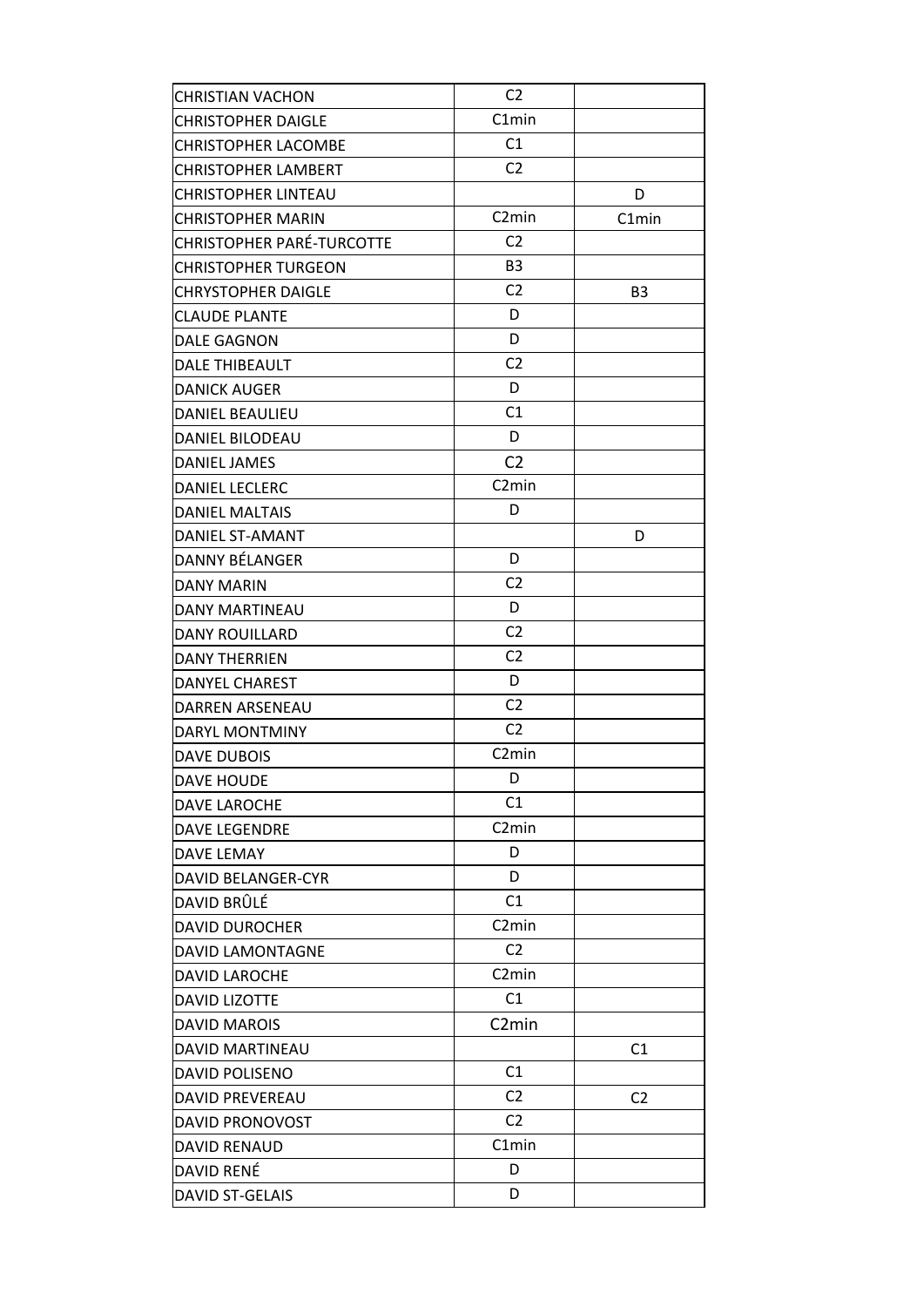| | | |
|---|---|---|
| CHRISTIAN VACHON | C2 | |
| CHRISTOPHER DAIGLE | C1min | |
| CHRISTOPHER LACOMBE | C1 | |
| CHRISTOPHER LAMBERT | C2 | |
| CHRISTOPHER LINTEAU | | D |
| CHRISTOPHER MARIN | C2min | C1min |
| CHRISTOPHER PARÉ-TURCOTTE | C2 | |
| CHRISTOPHER TURGEON | B3 | |
| CHRYSTOPHER DAIGLE | C2 | B3 |
| CLAUDE PLANTE | D | |
| DALE GAGNON | D | |
| DALE THIBEAULT | C2 | |
| DANICK AUGER | D | |
| DANIEL BEAULIEU | C1 | |
| DANIEL BILODEAU | D | |
| DANIEL JAMES | C2 | |
| DANIEL LECLERC | C2min | |
| DANIEL MALTAIS | D | |
| DANIEL ST-AMANT | | D |
| DANNY BÉLANGER | D | |
| DANY MARIN | C2 | |
| DANY MARTINEAU | D | |
| DANY ROUILLARD | C2 | |
| DANY THERRIEN | C2 | |
| DANYEL CHAREST | D | |
| DARREN ARSENEAU | C2 | |
| DARYL MONTMINY | C2 | |
| DAVE DUBOIS | C2min | |
| DAVE HOUDE | D | |
| DAVE LAROCHE | C1 | |
| DAVE LEGENDRE | C2min | |
| DAVE LEMAY | D | |
| DAVID BELANGER-CYR | D | |
| DAVID BRÛLÉ | C1 | |
| DAVID DUROCHER | C2min | |
| DAVID LAMONTAGNE | C2 | |
| DAVID LAROCHE | C2min | |
| DAVID LIZOTTE | C1 | |
| DAVID MAROIS | C2min | |
| DAVID MARTINEAU | | C1 |
| DAVID POLISENO | C1 | |
| DAVID PREVEREAU | C2 | C2 |
| DAVID PRONOVOST | C2 | |
| DAVID RENAUD | C1min | |
| DAVID RENÉ | D | |
| DAVID ST-GELAIS | D | |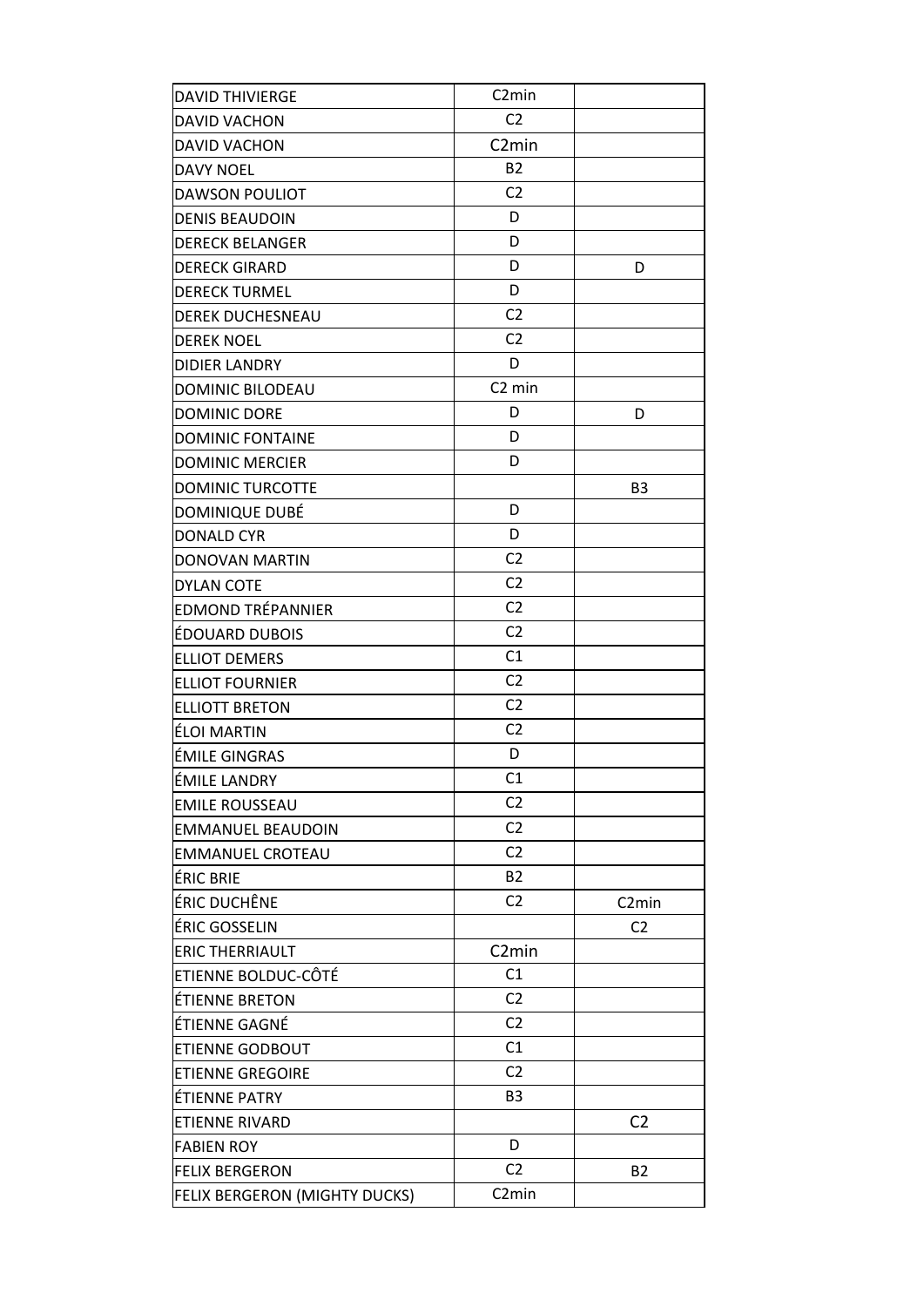| | | |
|---|---|---|
| DAVID THIVIERGE | C2min | |
| DAVID VACHON | C2 | |
| DAVID VACHON | C2min | |
| DAVY NOEL | B2 | |
| DAWSON POULIOT | C2 | |
| DENIS BEAUDOIN | D | |
| DERECK BELANGER | D | |
| DERECK GIRARD | D | D |
| DERECK TURMEL | D | |
| DEREK DUCHESNEAU | C2 | |
| DEREK NOEL | C2 | |
| DIDIER LANDRY | D | |
| DOMINIC BILODEAU | C2 min | |
| DOMINIC DORE | D | D |
| DOMINIC FONTAINE | D | |
| DOMINIC MERCIER | D | |
| DOMINIC TURCOTTE | | B3 |
| DOMINIQUE DUBÉ | D | |
| DONALD CYR | D | |
| DONOVAN MARTIN | C2 | |
| DYLAN COTE | C2 | |
| EDMOND TRÉPANNIER | C2 | |
| ÉDOUARD DUBOIS | C2 | |
| ELLIOT DEMERS | C1 | |
| ELLIOT FOURNIER | C2 | |
| ELLIOTT BRETON | C2 | |
| ÉLOI MARTIN | C2 | |
| ÉMILE GINGRAS | D | |
| ÉMILE LANDRY | C1 | |
| EMILE ROUSSEAU | C2 | |
| EMMANUEL BEAUDOIN | C2 | |
| EMMANUEL CROTEAU | C2 | |
| ÉRIC BRIE | B2 | |
| ÉRIC DUCHÊNE | C2 | C2min |
| ÉRIC GOSSELIN | | C2 |
| ERIC THERRIAULT | C2min | |
| ETIENNE BOLDUC-CÔTÉ | C1 | |
| ÉTIENNE BRETON | C2 | |
| ÉTIENNE GAGNÉ | C2 | |
| ETIENNE GODBOUT | C1 | |
| ETIENNE GREGOIRE | C2 | |
| ÉTIENNE PATRY | B3 | |
| ETIENNE RIVARD | | C2 |
| FABIEN ROY | D | |
| FELIX BERGERON | C2 | B2 |
| FELIX BERGERON (MIGHTY DUCKS) | C2min | |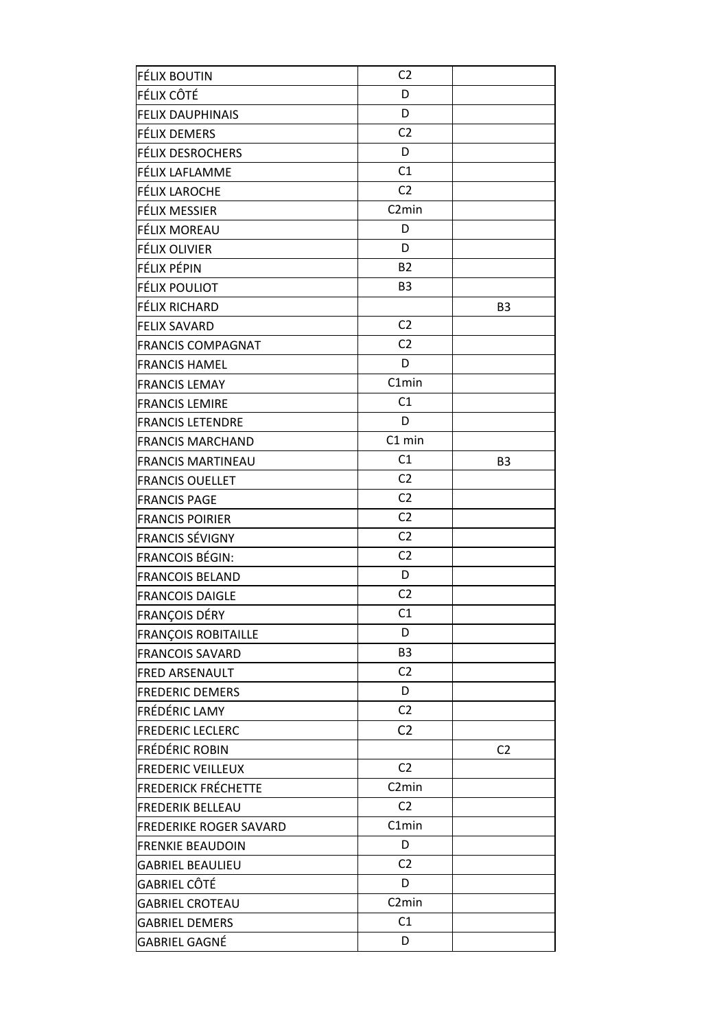| | | |
|---|---|---|
| FÉLIX BOUTIN | C2 | |
| FÉLIX CÔTÉ | D | |
| FELIX DAUPHINAIS | D | |
| FÉLIX DEMERS | C2 | |
| FÉLIX DESROCHERS | D | |
| FÉLIX LAFLAMME | C1 | |
| FÉLIX LAROCHE | C2 | |
| FÉLIX MESSIER | C2min | |
| FÉLIX MOREAU | D | |
| FÉLIX OLIVIER | D | |
| FÉLIX PÉPIN | B2 | |
| FÉLIX POULIOT | B3 | |
| FÉLIX RICHARD | | B3 |
| FELIX SAVARD | C2 | |
| FRANCIS COMPAGNAT | C2 | |
| FRANCIS HAMEL | D | |
| FRANCIS LEMAY | C1min | |
| FRANCIS LEMIRE | C1 | |
| FRANCIS LETENDRE | D | |
| FRANCIS MARCHAND | C1 min | |
| FRANCIS MARTINEAU | C1 | B3 |
| FRANCIS OUELLET | C2 | |
| FRANCIS PAGE | C2 | |
| FRANCIS POIRIER | C2 | |
| FRANCIS SÉVIGNY | C2 | |
| FRANCOIS BÉGIN: | C2 | |
| FRANCOIS BELAND | D | |
| FRANCOIS DAIGLE | C2 | |
| FRANÇOIS DÉRY | C1 | |
| FRANÇOIS ROBITAILLE | D | |
| FRANCOIS SAVARD | B3 | |
| FRED ARSENAULT | C2 | |
| FREDERIC DEMERS | D | |
| FRÉDÉRIC LAMY | C2 | |
| FREDERIC LECLERC | C2 | |
| FRÉDÉRIC ROBIN | | C2 |
| FREDERIC VEILLEUX | C2 | |
| FREDERICK FRÉCHETTE | C2min | |
| FREDERIK BELLEAU | C2 | |
| FREDERIKE ROGER SAVARD | C1min | |
| FRENKIE BEAUDOIN | D | |
| GABRIEL BEAULIEU | C2 | |
| GABRIEL CÔTÉ | D | |
| GABRIEL CROTEAU | C2min | |
| GABRIEL DEMERS | C1 | |
| GABRIEL GAGNÉ | D | |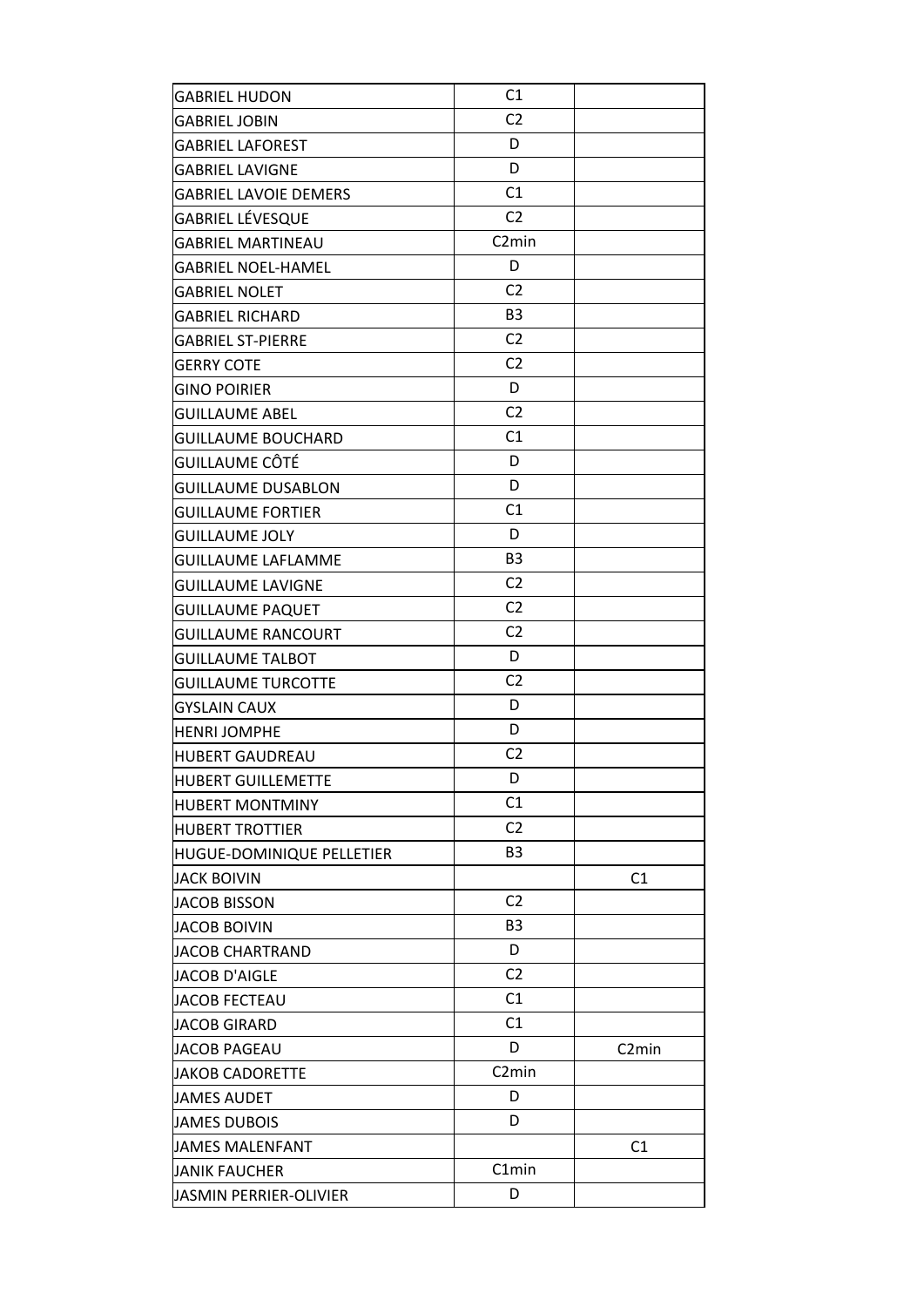| | | |
|---|---|---|
| GABRIEL HUDON | C1 | |
| GABRIEL JOBIN | C2 | |
| GABRIEL LAFOREST | D | |
| GABRIEL LAVIGNE | D | |
| GABRIEL LAVOIE DEMERS | C1 | |
| GABRIEL LÉVESQUE | C2 | |
| GABRIEL MARTINEAU | C2min | |
| GABRIEL NOEL-HAMEL | D | |
| GABRIEL NOLET | C2 | |
| GABRIEL RICHARD | B3 | |
| GABRIEL ST-PIERRE | C2 | |
| GERRY COTE | C2 | |
| GINO POIRIER | D | |
| GUILLAUME ABEL | C2 | |
| GUILLAUME BOUCHARD | C1 | |
| GUILLAUME CÔTÉ | D | |
| GUILLAUME DUSABLON | D | |
| GUILLAUME FORTIER | C1 | |
| GUILLAUME JOLY | D | |
| GUILLAUME LAFLAMME | B3 | |
| GUILLAUME LAVIGNE | C2 | |
| GUILLAUME PAQUET | C2 | |
| GUILLAUME RANCOURT | C2 | |
| GUILLAUME TALBOT | D | |
| GUILLAUME TURCOTTE | C2 | |
| GYSLAIN CAUX | D | |
| HENRI JOMPHE | D | |
| HUBERT GAUDREAU | C2 | |
| HUBERT GUILLEMETTE | D | |
| HUBERT MONTMINY | C1 | |
| HUBERT TROTTIER | C2 | |
| HUGUE-DOMINIQUE PELLETIER | B3 | |
| JACK BOIVIN | | C1 |
| JACOB BISSON | C2 | |
| JACOB BOIVIN | B3 | |
| JACOB CHARTRAND | D | |
| JACOB D'AIGLE | C2 | |
| JACOB FECTEAU | C1 | |
| JACOB GIRARD | C1 | |
| JACOB PAGEAU | D | C2min |
| JAKOB CADORETTE | C2min | |
| JAMES AUDET | D | |
| JAMES DUBOIS | D | |
| JAMES MALENFANT | | C1 |
| JANIK FAUCHER | C1min | |
| JASMIN PERRIER-OLIVIER | D | |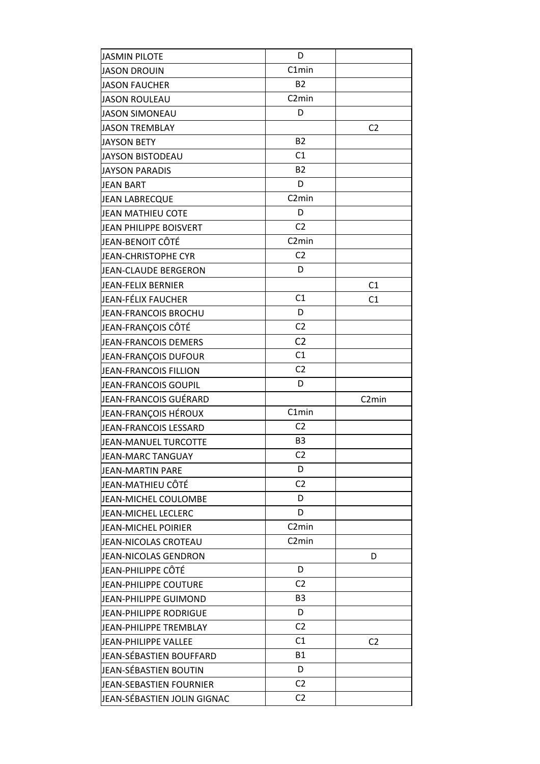| | | |
|---|---|---|
| JASMIN PILOTE | D | |
| JASON DROUIN | C1min | |
| JASON FAUCHER | B2 | |
| JASON ROULEAU | C2min | |
| JASON SIMONEAU | D | |
| JASON TREMBLAY | | C2 |
| JAYSON BETY | B2 | |
| JAYSON BISTODEAU | C1 | |
| JAYSON PARADIS | B2 | |
| JEAN BART | D | |
| JEAN LABRECQUE | C2min | |
| JEAN MATHIEU COTE | D | |
| JEAN PHILIPPE BOISVERT | C2 | |
| JEAN-BENOIT CÔTÉ | C2min | |
| JEAN-CHRISTOPHE CYR | C2 | |
| JEAN-CLAUDE BERGERON | D | |
| JEAN-FELIX BERNIER | | C1 |
| JEAN-FÉLIX FAUCHER | C1 | C1 |
| JEAN-FRANCOIS BROCHU | D | |
| JEAN-FRANÇOIS CÔTÉ | C2 | |
| JEAN-FRANCOIS DEMERS | C2 | |
| JEAN-FRANÇOIS DUFOUR | C1 | |
| JEAN-FRANCOIS FILLION | C2 | |
| JEAN-FRANCOIS GOUPIL | D | |
| JEAN-FRANCOIS GUÉRARD | | C2min |
| JEAN-FRANÇOIS HÉROUX | C1min | |
| JEAN-FRANCOIS LESSARD | C2 | |
| JEAN-MANUEL TURCOTTE | B3 | |
| JEAN-MARC TANGUAY | C2 | |
| JEAN-MARTIN PARE | D | |
| JEAN-MATHIEU CÔTÉ | C2 | |
| JEAN-MICHEL COULOMBE | D | |
| JEAN-MICHEL LECLERC | D | |
| JEAN-MICHEL POIRIER | C2min | |
| JEAN-NICOLAS CROTEAU | C2min | |
| JEAN-NICOLAS GENDRON | | D |
| JEAN-PHILIPPE CÔTÉ | D | |
| JEAN-PHILIPPE COUTURE | C2 | |
| JEAN-PHILIPPE GUIMOND | B3 | |
| JEAN-PHILIPPE RODRIGUE | D | |
| JEAN-PHILIPPE TREMBLAY | C2 | |
| JEAN-PHILIPPE VALLEE | C1 | C2 |
| JEAN-SÉBASTIEN BOUFFARD | B1 | |
| JEAN-SÉBASTIEN BOUTIN | D | |
| JEAN-SEBASTIEN FOURNIER | C2 | |
| JEAN-SÉBASTIEN JOLIN GIGNAC | C2 | |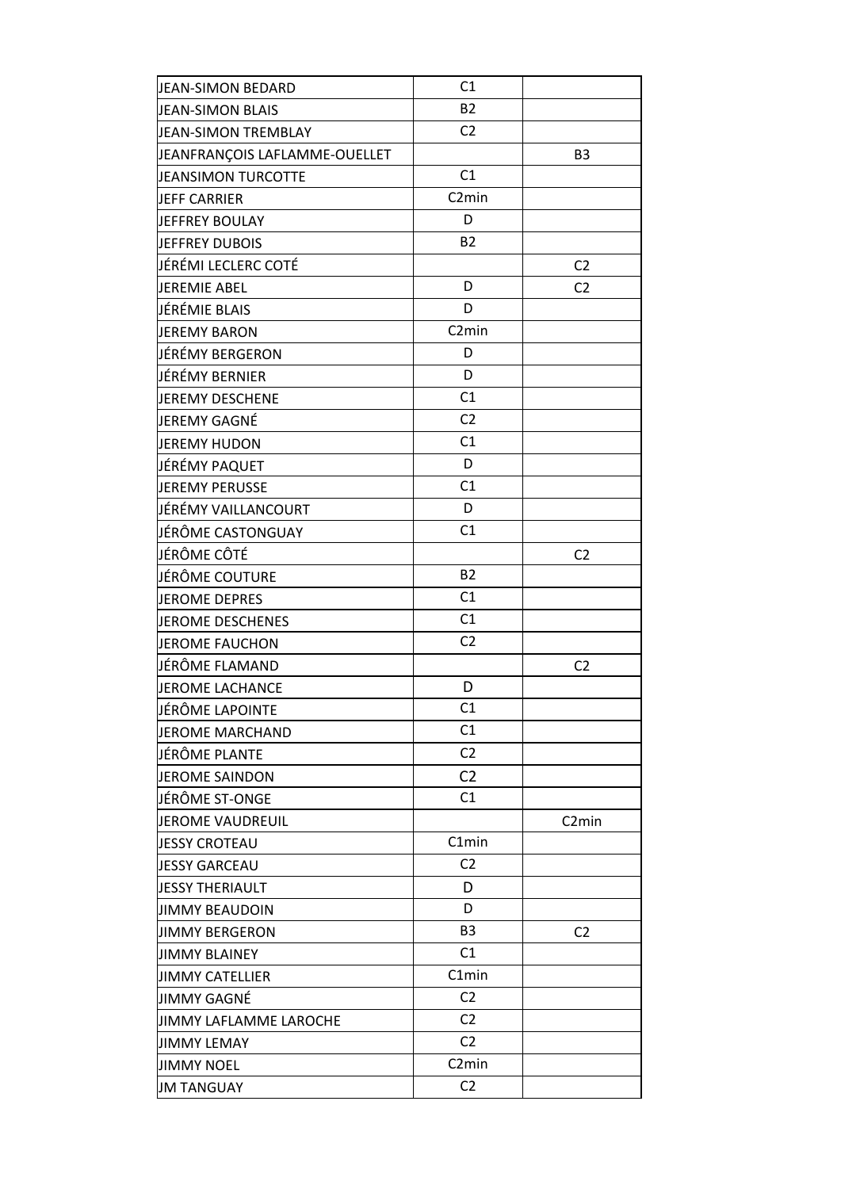| | | |
|---|---|---|
| JEAN-SIMON BEDARD | C1 | |
| JEAN-SIMON BLAIS | B2 | |
| JEAN-SIMON TREMBLAY | C2 | |
| JEANFRANÇOIS LAFLAMME-OUELLET | | B3 |
| JEANSIMON TURCOTTE | C1 | |
| JEFF CARRIER | C2min | |
| JEFFREY BOULAY | D | |
| JEFFREY DUBOIS | B2 | |
| JÉRÉMI LECLERC COTÉ | | C2 |
| JEREMIE ABEL | D | C2 |
| JÉRÉMIE BLAIS | D | |
| JEREMY BARON | C2min | |
| JÉRÉMY BERGERON | D | |
| JÉRÉMY BERNIER | D | |
| JEREMY DESCHENE | C1 | |
| JEREMY GAGNÉ | C2 | |
| JEREMY HUDON | C1 | |
| JÉRÉMY PAQUET | D | |
| JEREMY PERUSSE | C1 | |
| JÉRÉMY VAILLANCOURT | D | |
| JÉRÔME CASTONGUAY | C1 | |
| JÉRÔME CÔTÉ | | C2 |
| JÉRÔME COUTURE | B2 | |
| JEROME DEPRES | C1 | |
| JEROME DESCHENES | C1 | |
| JEROME FAUCHON | C2 | |
| JÉRÔME FLAMAND | | C2 |
| JEROME LACHANCE | D | |
| JÉRÔME LAPOINTE | C1 | |
| JEROME MARCHAND | C1 | |
| JÉRÔME PLANTE | C2 | |
| JEROME SAINDON | C2 | |
| JÉRÔME ST-ONGE | C1 | |
| JEROME VAUDREUIL | | C2min |
| JESSY CROTEAU | C1min | |
| JESSY GARCEAU | C2 | |
| JESSY THERIAULT | D | |
| JIMMY BEAUDOIN | D | |
| JIMMY BERGERON | B3 | C2 |
| JIMMY BLAINEY | C1 | |
| JIMMY CATELLIER | C1min | |
| JIMMY GAGNÉ | C2 | |
| JIMMY LAFLAMME LAROCHE | C2 | |
| JIMMY LEMAY | C2 | |
| JIMMY NOEL | C2min | |
| JM TANGUAY | C2 | |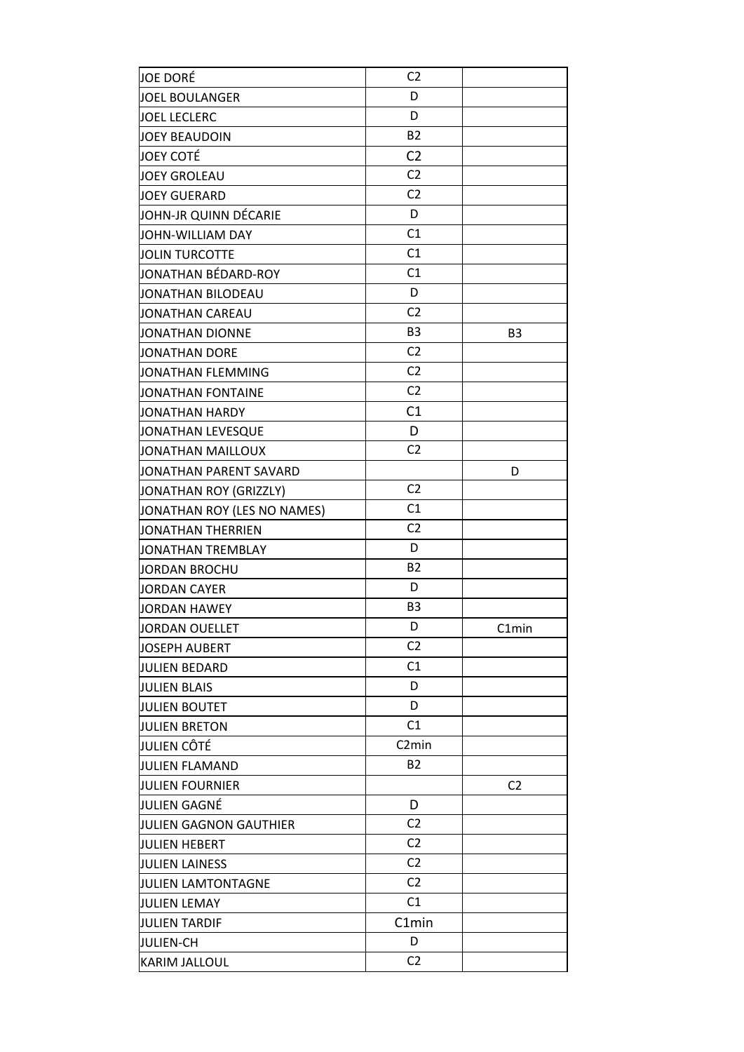| | | |
|---|---|---|
| JOE DORÉ | C2 | |
| JOEL BOULANGER | D | |
| JOEL LECLERC | D | |
| JOEY BEAUDOIN | B2 | |
| JOEY COTÉ | C2 | |
| JOEY GROLEAU | C2 | |
| JOEY GUERARD | C2 | |
| JOHN-JR QUINN DÉCARIE | D | |
| JOHN-WILLIAM DAY | C1 | |
| JOLIN TURCOTTE | C1 | |
| JONATHAN BÉDARD-ROY | C1 | |
| JONATHAN BILODEAU | D | |
| JONATHAN CAREAU | C2 | |
| JONATHAN DIONNE | B3 | B3 |
| JONATHAN DORE | C2 | |
| JONATHAN FLEMMING | C2 | |
| JONATHAN FONTAINE | C2 | |
| JONATHAN HARDY | C1 | |
| JONATHAN LEVESQUE | D | |
| JONATHAN MAILLOUX | C2 | |
| JONATHAN PARENT SAVARD | | D |
| JONATHAN ROY (GRIZZLY) | C2 | |
| JONATHAN ROY (LES NO NAMES) | C1 | |
| JONATHAN THERRIEN | C2 | |
| JONATHAN TREMBLAY | D | |
| JORDAN BROCHU | B2 | |
| JORDAN CAYER | D | |
| JORDAN HAWEY | B3 | |
| JORDAN OUELLET | D | C1min |
| JOSEPH AUBERT | C2 | |
| JULIEN BEDARD | C1 | |
| JULIEN BLAIS | D | |
| JULIEN BOUTET | D | |
| JULIEN BRETON | C1 | |
| JULIEN CÔTÉ | C2min | |
| JULIEN FLAMAND | B2 | |
| JULIEN FOURNIER | | C2 |
| JULIEN GAGNÉ | D | |
| JULIEN GAGNON GAUTHIER | C2 | |
| JULIEN HEBERT | C2 | |
| JULIEN LAINESS | C2 | |
| JULIEN LAMTONTAGNE | C2 | |
| JULIEN LEMAY | C1 | |
| JULIEN TARDIF | C1min | |
| JULIEN-CH | D | |
| KARIM JALLOUL | C2 | |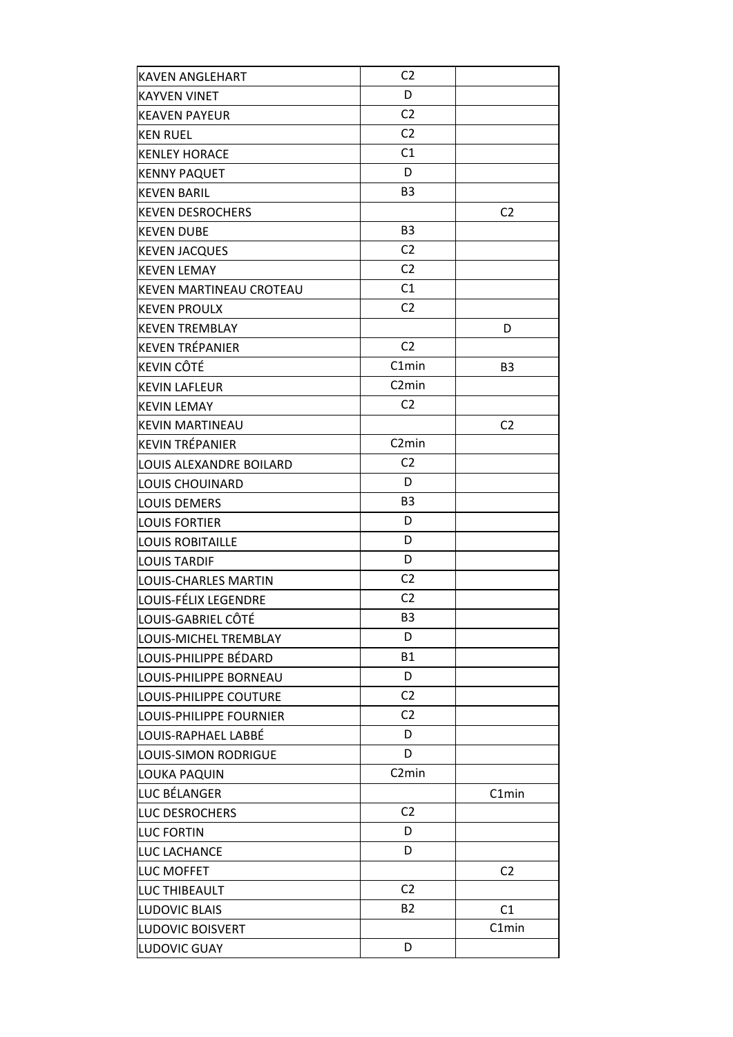| | | |
|---|---|---|
| KAVEN ANGLEHART | C2 | |
| KAYVEN VINET | D | |
| KEAVEN PAYEUR | C2 | |
| KEN RUEL | C2 | |
| KENLEY HORACE | C1 | |
| KENNY PAQUET | D | |
| KEVEN BARIL | B3 | |
| KEVEN DESROCHERS | | C2 |
| KEVEN DUBE | B3 | |
| KEVEN JACQUES | C2 | |
| KEVEN LEMAY | C2 | |
| KEVEN MARTINEAU CROTEAU | C1 | |
| KEVEN PROULX | C2 | |
| KEVEN TREMBLAY | | D |
| KEVEN TRÉPANIER | C2 | |
| KEVIN CÔTÉ | C1min | B3 |
| KEVIN LAFLEUR | C2min | |
| KEVIN LEMAY | C2 | |
| KEVIN MARTINEAU | | C2 |
| KEVIN TRÉPANIER | C2min | |
| LOUIS ALEXANDRE BOILARD | C2 | |
| LOUIS CHOUINARD | D | |
| LOUIS DEMERS | B3 | |
| LOUIS FORTIER | D | |
| LOUIS ROBITAILLE | D | |
| LOUIS TARDIF | D | |
| LOUIS-CHARLES MARTIN | C2 | |
| LOUIS-FÉLIX LEGENDRE | C2 | |
| LOUIS-GABRIEL CÔTÉ | B3 | |
| LOUIS-MICHEL TREMBLAY | D | |
| LOUIS-PHILIPPE BÉDARD | B1 | |
| LOUIS-PHILIPPE BORNEAU | D | |
| LOUIS-PHILIPPE COUTURE | C2 | |
| LOUIS-PHILIPPE FOURNIER | C2 | |
| LOUIS-RAPHAEL LABBÉ | D | |
| LOUIS-SIMON RODRIGUE | D | |
| LOUKA PAQUIN | C2min | |
| LUC BÉLANGER | | C1min |
| LUC DESROCHERS | C2 | |
| LUC FORTIN | D | |
| LUC LACHANCE | D | |
| LUC MOFFET | | C2 |
| LUC THIBEAULT | C2 | |
| LUDOVIC BLAIS | B2 | C1 |
| LUDOVIC BOISVERT | | C1min |
| LUDOVIC GUAY | D | |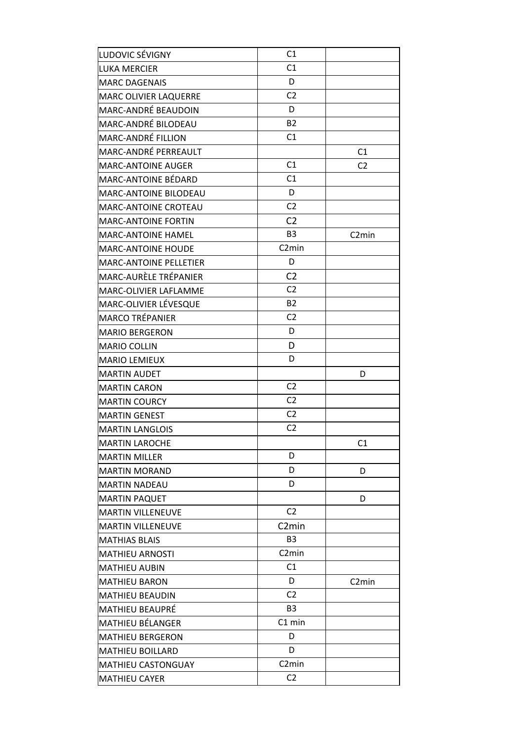| | | |
|---|---|---|
| LUDOVIC SÉVIGNY | C1 | |
| LUKA MERCIER | C1 | |
| MARC DAGENAIS | D | |
| MARC OLIVIER LAQUERRE | C2 | |
| MARC-ANDRÉ BEAUDOIN | D | |
| MARC-ANDRÉ BILODEAU | B2 | |
| MARC-ANDRÉ FILLION | C1 | |
| MARC-ANDRÉ PERREAULT | | C1 |
| MARC-ANTOINE AUGER | C1 | C2 |
| MARC-ANTOINE BÉDARD | C1 | |
| MARC-ANTOINE BILODEAU | D | |
| MARC-ANTOINE CROTEAU | C2 | |
| MARC-ANTOINE FORTIN | C2 | |
| MARC-ANTOINE HAMEL | B3 | C2min |
| MARC-ANTOINE HOUDE | C2min | |
| MARC-ANTOINE PELLETIER | D | |
| MARC-AURÈLE TRÉPANIER | C2 | |
| MARC-OLIVIER LAFLAMME | C2 | |
| MARC-OLIVIER LÉVESQUE | B2 | |
| MARCO TRÉPANIER | C2 | |
| MARIO BERGERON | D | |
| MARIO COLLIN | D | |
| MARIO LEMIEUX | D | |
| MARTIN AUDET | | D |
| MARTIN CARON | C2 | |
| MARTIN COURCY | C2 | |
| MARTIN GENEST | C2 | |
| MARTIN LANGLOIS | C2 | |
| MARTIN LAROCHE | | C1 |
| MARTIN MILLER | D | |
| MARTIN MORAND | D | D |
| MARTIN NADEAU | D | |
| MARTIN PAQUET | | D |
| MARTIN VILLENEUVE | C2 | |
| MARTIN VILLENEUVE | C2min | |
| MATHIAS BLAIS | B3 | |
| MATHIEU ARNOSTI | C2min | |
| MATHIEU AUBIN | C1 | |
| MATHIEU BARON | D | C2min |
| MATHIEU BEAUDIN | C2 | |
| MATHIEU BEAUPRÉ | B3 | |
| MATHIEU BÉLANGER | C1 min | |
| MATHIEU BERGERON | D | |
| MATHIEU BOILLARD | D | |
| MATHIEU CASTONGUAY | C2min | |
| MATHIEU CAYER | C2 | |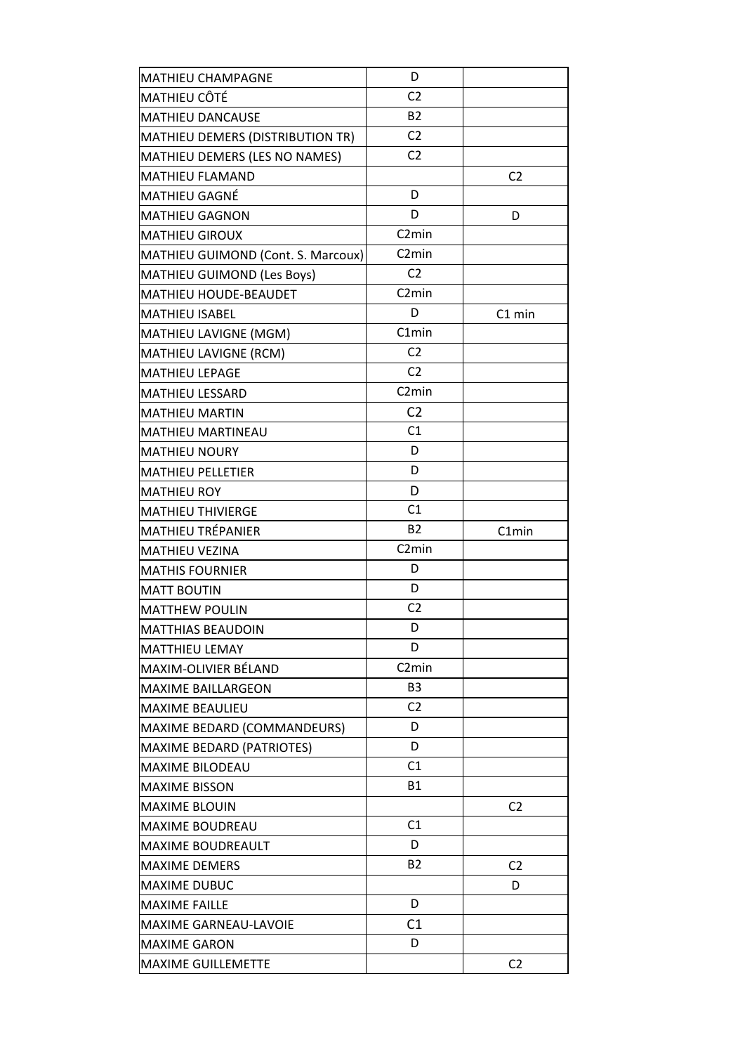| | | |
|---|---|---|
| MATHIEU CHAMPAGNE | D | |
| MATHIEU CÔTÉ | C2 | |
| MATHIEU DANCAUSE | B2 | |
| MATHIEU DEMERS (DISTRIBUTION TR) | C2 | |
| MATHIEU DEMERS (LES NO NAMES) | C2 | |
| MATHIEU FLAMAND | | C2 |
| MATHIEU GAGNÉ | D | |
| MATHIEU GAGNON | D | D |
| MATHIEU GIROUX | C2min | |
| MATHIEU GUIMOND (Cont. S. Marcoux) | C2min | |
| MATHIEU GUIMOND (Les Boys) | C2 | |
| MATHIEU HOUDE-BEAUDET | C2min | |
| MATHIEU ISABEL | D | C1 min |
| MATHIEU LAVIGNE (MGM) | C1min | |
| MATHIEU LAVIGNE (RCM) | C2 | |
| MATHIEU LEPAGE | C2 | |
| MATHIEU LESSARD | C2min | |
| MATHIEU MARTIN | C2 | |
| MATHIEU MARTINEAU | C1 | |
| MATHIEU NOURY | D | |
| MATHIEU PELLETIER | D | |
| MATHIEU ROY | D | |
| MATHIEU THIVIERGE | C1 | |
| MATHIEU TRÉPANIER | B2 | C1min |
| MATHIEU VEZINA | C2min | |
| MATHIS FOURNIER | D | |
| MATT BOUTIN | D | |
| MATTHEW POULIN | C2 | |
| MATTHIAS BEAUDOIN | D | |
| MATTHIEU LEMAY | D | |
| MAXIM-OLIVIER BÉLAND | C2min | |
| MAXIME BAILLARGEON | B3 | |
| MAXIME BEAULIEU | C2 | |
| MAXIME BEDARD (COMMANDEURS) | D | |
| MAXIME BEDARD (PATRIOTES) | D | |
| MAXIME BILODEAU | C1 | |
| MAXIME BISSON | B1 | |
| MAXIME BLOUIN | | C2 |
| MAXIME BOUDREAU | C1 | |
| MAXIME BOUDREAULT | D | |
| MAXIME DEMERS | B2 | C2 |
| MAXIME DUBUC | | D |
| MAXIME FAILLE | D | |
| MAXIME GARNEAU-LAVOIE | C1 | |
| MAXIME GARON | D | |
| MAXIME GUILLEMETTE | | C2 |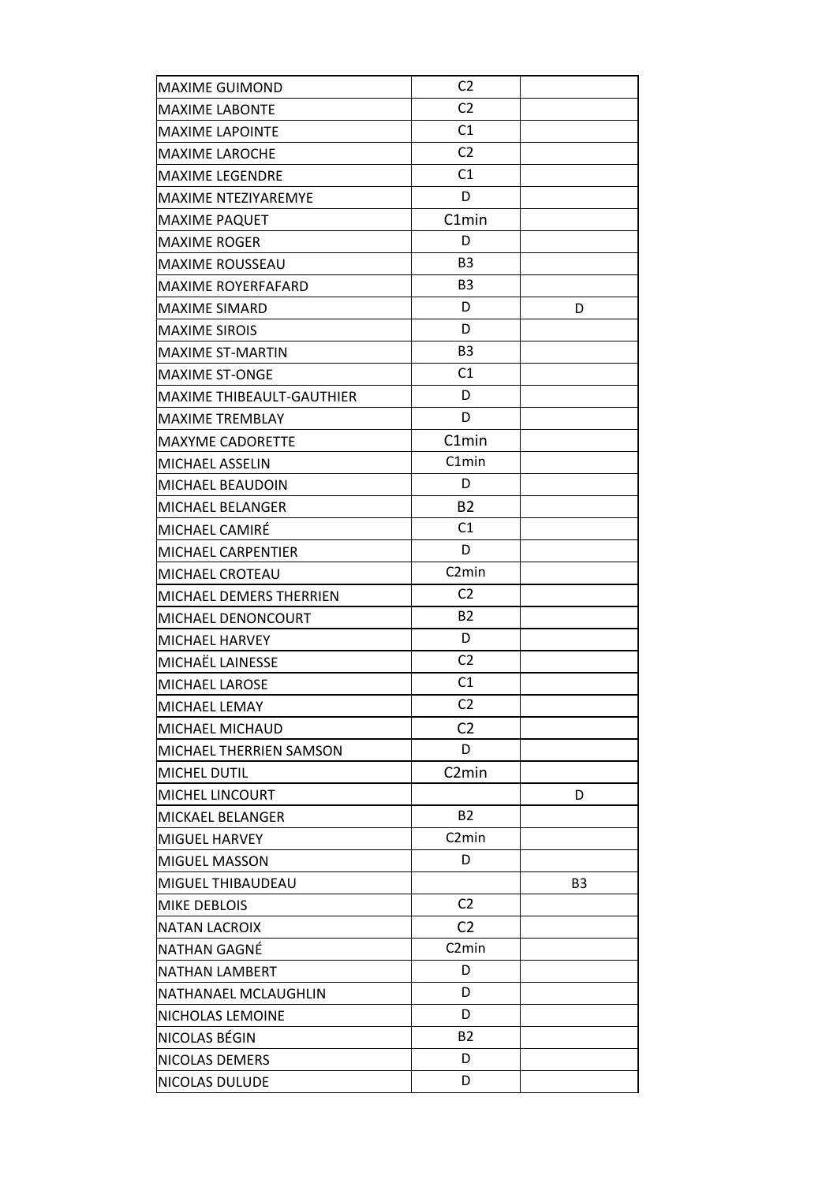| | | |
|---|---|---|
| MAXIME GUIMOND | C2 | |
| MAXIME LABONTE | C2 | |
| MAXIME LAPOINTE | C1 | |
| MAXIME LAROCHE | C2 | |
| MAXIME LEGENDRE | C1 | |
| MAXIME NTEZIYAREMYE | D | |
| MAXIME PAQUET | C1min | |
| MAXIME ROGER | D | |
| MAXIME ROUSSEAU | B3 | |
| MAXIME ROYERFAFARD | B3 | |
| MAXIME SIMARD | D | D |
| MAXIME SIROIS | D | |
| MAXIME ST-MARTIN | B3 | |
| MAXIME ST-ONGE | C1 | |
| MAXIME THIBEAULT-GAUTHIER | D | |
| MAXIME TREMBLAY | D | |
| MAXYME CADORETTE | C1min | |
| MICHAEL ASSELIN | C1min | |
| MICHAEL BEAUDOIN | D | |
| MICHAEL BELANGER | B2 | |
| MICHAEL CAMIRÉ | C1 | |
| MICHAEL CARPENTIER | D | |
| MICHAEL CROTEAU | C2min | |
| MICHAEL DEMERS THERRIEN | C2 | |
| MICHAEL DENONCOURT | B2 | |
| MICHAEL HARVEY | D | |
| MICHAËL LAINESSE | C2 | |
| MICHAEL LAROSE | C1 | |
| MICHAEL LEMAY | C2 | |
| MICHAEL MICHAUD | C2 | |
| MICHAEL THERRIEN SAMSON | D | |
| MICHEL DUTIL | C2min | |
| MICHEL LINCOURT | | D |
| MICKAEL BELANGER | B2 | |
| MIGUEL HARVEY | C2min | |
| MIGUEL MASSON | D | |
| MIGUEL THIBAUDEAU | | B3 |
| MIKE DEBLOIS | C2 | |
| NATAN LACROIX | C2 | |
| NATHAN GAGNÉ | C2min | |
| NATHAN LAMBERT | D | |
| NATHANAEL MCLAUGHLIN | D | |
| NICHOLAS LEMOINE | D | |
| NICOLAS BÉGIN | B2 | |
| NICOLAS DEMERS | D | |
| NICOLAS DULUDE | D | |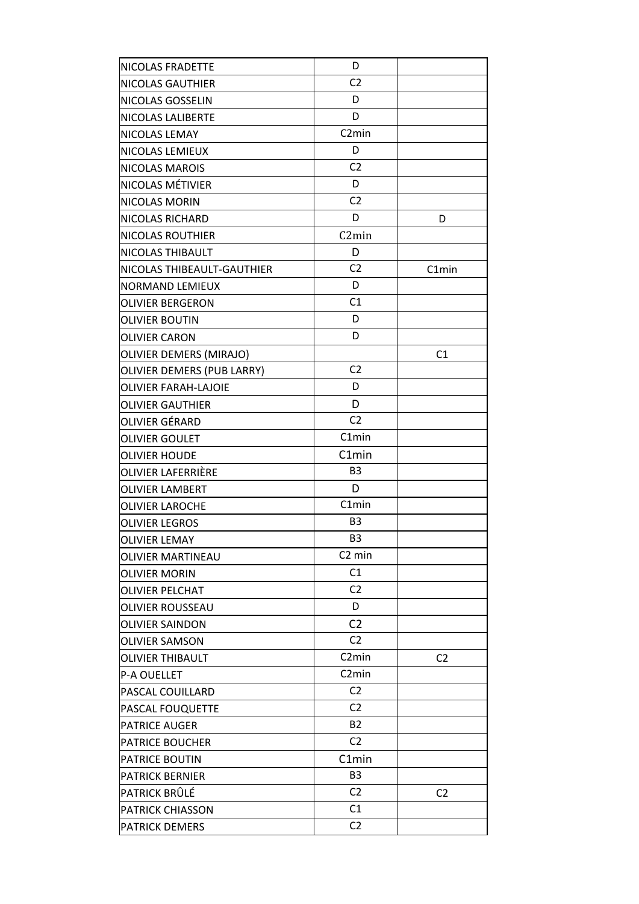| | | |
|---|---|---|
| NICOLAS FRADETTE | D | |
| NICOLAS GAUTHIER | C2 | |
| NICOLAS GOSSELIN | D | |
| NICOLAS LALIBERTE | D | |
| NICOLAS LEMAY | C2min | |
| NICOLAS LEMIEUX | D | |
| NICOLAS MAROIS | C2 | |
| NICOLAS MÉTIVIER | D | |
| NICOLAS MORIN | C2 | |
| NICOLAS RICHARD | D | D |
| NICOLAS ROUTHIER | C2min | |
| NICOLAS THIBAULT | D | |
| NICOLAS THIBEAULT-GAUTHIER | C2 | C1min |
| NORMAND LEMIEUX | D | |
| OLIVIER BERGERON | C1 | |
| OLIVIER BOUTIN | D | |
| OLIVIER CARON | D | |
| OLIVIER DEMERS (MIRAJO) | | C1 |
| OLIVIER DEMERS (PUB LARRY) | C2 | |
| OLIVIER FARAH-LAJOIE | D | |
| OLIVIER GAUTHIER | D | |
| OLIVIER GÉRARD | C2 | |
| OLIVIER GOULET | C1min | |
| OLIVIER HOUDE | C1min | |
| OLIVIER LAFERRIÈRE | B3 | |
| OLIVIER LAMBERT | D | |
| OLIVIER LAROCHE | C1min | |
| OLIVIER LEGROS | B3 | |
| OLIVIER LEMAY | B3 | |
| OLIVIER MARTINEAU | C2 min | |
| OLIVIER MORIN | C1 | |
| OLIVIER PELCHAT | C2 | |
| OLIVIER ROUSSEAU | D | |
| OLIVIER SAINDON | C2 | |
| OLIVIER SAMSON | C2 | |
| OLIVIER THIBAULT | C2min | C2 |
| P-A OUELLET | C2min | |
| PASCAL COUILLARD | C2 | |
| PASCAL FOUQUETTE | C2 | |
| PATRICE AUGER | B2 | |
| PATRICE BOUCHER | C2 | |
| PATRICE BOUTIN | C1min | |
| PATRICK BERNIER | B3 | |
| PATRICK BRÛLÉ | C2 | C2 |
| PATRICK CHIASSON | C1 | |
| PATRICK DEMERS | C2 | |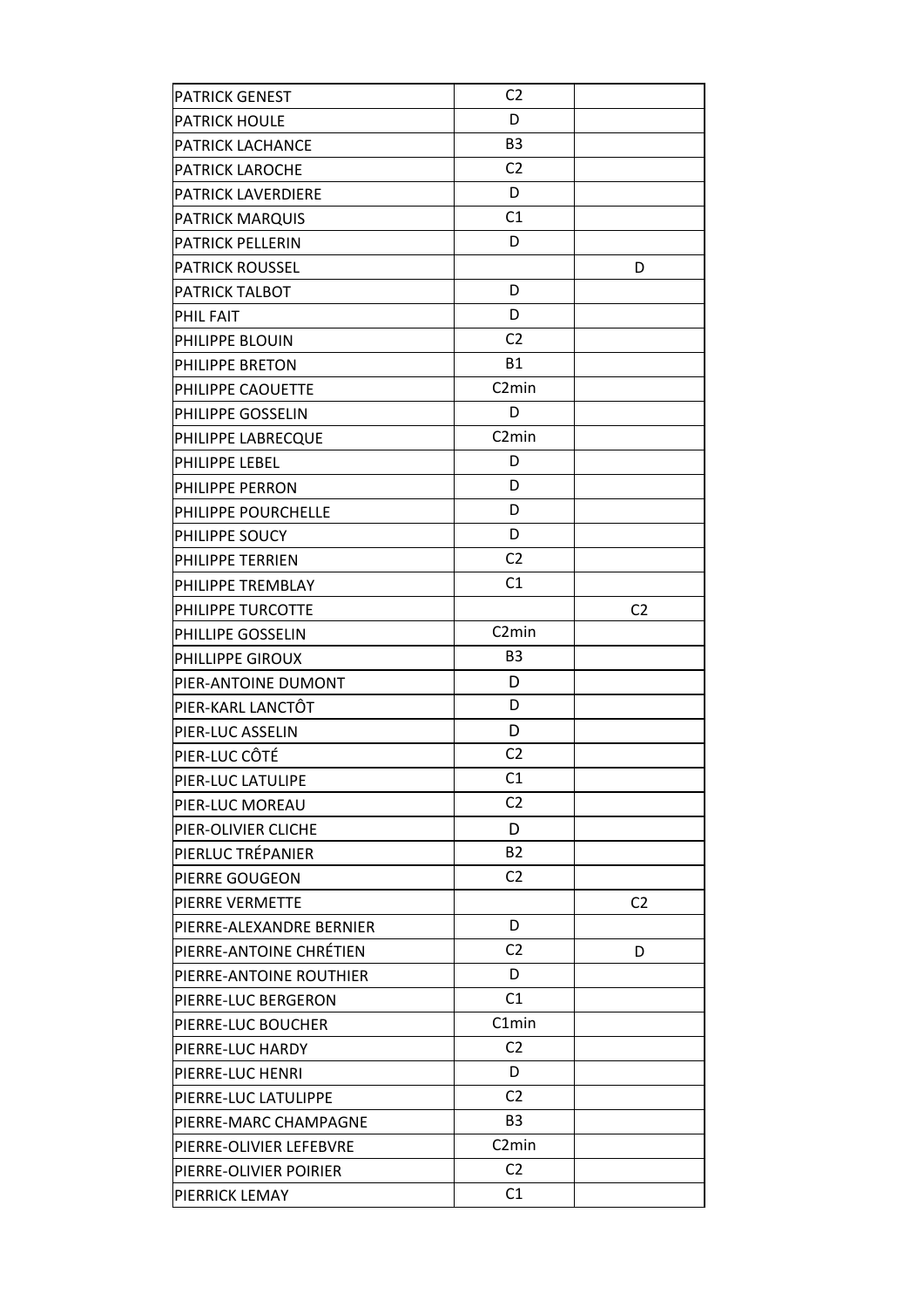| | | |
|---|---|---|
| PATRICK GENEST | C2 | |
| PATRICK HOULE | D | |
| PATRICK LACHANCE | B3 | |
| PATRICK LAROCHE | C2 | |
| PATRICK LAVERDIERE | D | |
| PATRICK MARQUIS | C1 | |
| PATRICK PELLERIN | D | |
| PATRICK ROUSSEL | | D |
| PATRICK TALBOT | D | |
| PHIL FAIT | D | |
| PHILIPPE BLOUIN | C2 | |
| PHILIPPE BRETON | B1 | |
| PHILIPPE CAOUETTE | C2min | |
| PHILIPPE GOSSELIN | D | |
| PHILIPPE LABRECQUE | C2min | |
| PHILIPPE LEBEL | D | |
| PHILIPPE PERRON | D | |
| PHILIPPE POURCHELLE | D | |
| PHILIPPE SOUCY | D | |
| PHILIPPE TERRIEN | C2 | |
| PHILIPPE TREMBLAY | C1 | |
| PHILIPPE TURCOTTE | | C2 |
| PHILLIPE GOSSELIN | C2min | |
| PHILLIPPE GIROUX | B3 | |
| PIER-ANTOINE DUMONT | D | |
| PIER-KARL LANCTÔT | D | |
| PIER-LUC ASSELIN | D | |
| PIER-LUC CÔTÉ | C2 | |
| PIER-LUC LATULIPE | C1 | |
| PIER-LUC MOREAU | C2 | |
| PIER-OLIVIER CLICHE | D | |
| PIERLUC TRÉPANIER | B2 | |
| PIERRE GOUGEON | C2 | |
| PIERRE VERMETTE | | C2 |
| PIERRE-ALEXANDRE BERNIER | D | |
| PIERRE-ANTOINE CHRÉTIEN | C2 | D |
| PIERRE-ANTOINE ROUTHIER | D | |
| PIERRE-LUC BERGERON | C1 | |
| PIERRE-LUC BOUCHER | C1min | |
| PIERRE-LUC HARDY | C2 | |
| PIERRE-LUC HENRI | D | |
| PIERRE-LUC LATULIPPE | C2 | |
| PIERRE-MARC CHAMPAGNE | B3 | |
| PIERRE-OLIVIER LEFEBVRE | C2min | |
| PIERRE-OLIVIER POIRIER | C2 | |
| PIERRICK LEMAY | C1 | |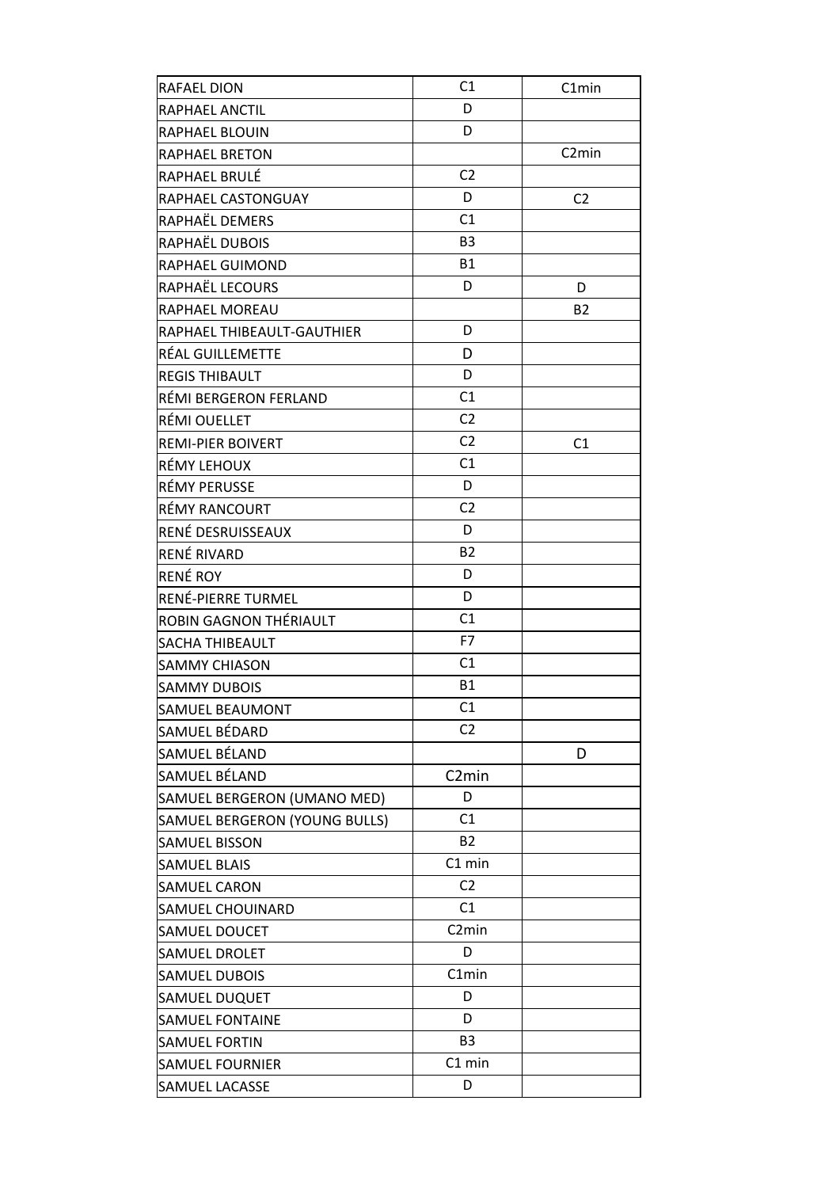| RAFAEL DION | C1 | C1min |
|---|---|---|
| RAPHAEL ANCTIL | D | |
| RAPHAEL BLOUIN | D | |
| RAPHAEL BRETON | | C2min |
| RAPHAEL BRULÉ | C2 | |
| RAPHAEL CASTONGUAY | D | C2 |
| RAPHAËL DEMERS | C1 | |
| RAPHAËL DUBOIS | B3 | |
| RAPHAEL GUIMOND | B1 | |
| RAPHAËL LECOURS | D | D |
| RAPHAEL MOREAU | | B2 |
| RAPHAEL THIBEAULT-GAUTHIER | D | |
| RÉAL GUILLEMETTE | D | |
| REGIS THIBAULT | D | |
| RÉMI BERGERON FERLAND | C1 | |
| RÉMI OUELLET | C2 | |
| REMI-PIER BOIVERT | C2 | C1 |
| RÉMY LEHOUX | C1 | |
| RÉMY PERUSSE | D | |
| RÉMY RANCOURT | C2 | |
| RENÉ DESRUISSEAUX | D | |
| RENÉ RIVARD | B2 | |
| RENÉ ROY | D | |
| RENÉ-PIERRE TURMEL | D | |
| ROBIN GAGNON THÉRIAULT | C1 | |
| SACHA THIBEAULT | F7 | |
| SAMMY CHIASON | C1 | |
| SAMMY DUBOIS | B1 | |
| SAMUEL BEAUMONT | C1 | |
| SAMUEL BÉDARD | C2 | |
| SAMUEL BÉLAND | | D |
| SAMUEL BÉLAND | C2min | |
| SAMUEL BERGERON (UMANO MED) | D | |
| SAMUEL BERGERON (YOUNG BULLS) | C1 | |
| SAMUEL BISSON | B2 | |
| SAMUEL BLAIS | C1 min | |
| SAMUEL CARON | C2 | |
| SAMUEL CHOUINARD | C1 | |
| SAMUEL DOUCET | C2min | |
| SAMUEL DROLET | D | |
| SAMUEL DUBOIS | C1min | |
| SAMUEL DUQUET | D | |
| SAMUEL FONTAINE | D | |
| SAMUEL FORTIN | B3 | |
| SAMUEL FOURNIER | C1 min | |
| SAMUEL LACASSE | D | |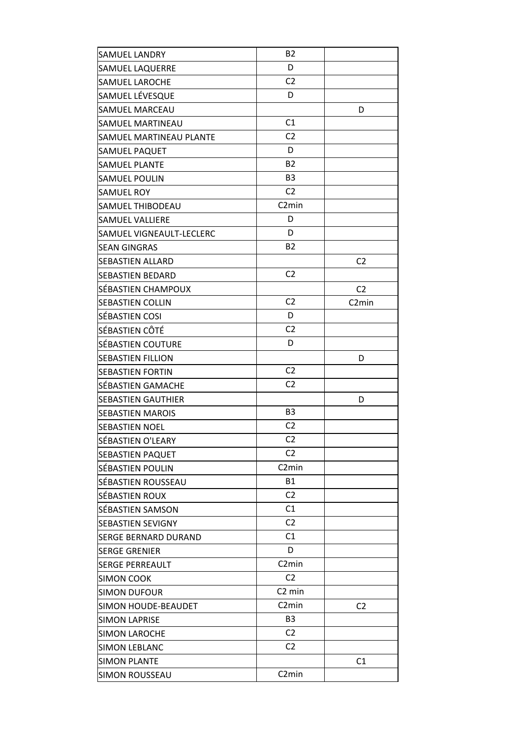| | | |
|---|---|---|
| SAMUEL LANDRY | B2 | |
| SAMUEL LAQUERRE | D | |
| SAMUEL LAROCHE | C2 | |
| SAMUEL LÉVESQUE | D | |
| SAMUEL MARCEAU | | D |
| SAMUEL MARTINEAU | C1 | |
| SAMUEL MARTINEAU PLANTE | C2 | |
| SAMUEL PAQUET | D | |
| SAMUEL PLANTE | B2 | |
| SAMUEL POULIN | B3 | |
| SAMUEL ROY | C2 | |
| SAMUEL THIBODEAU | C2min | |
| SAMUEL VALLIERE | D | |
| SAMUEL VIGNEAULT-LECLERC | D | |
| SEAN GINGRAS | B2 | |
| SEBASTIEN ALLARD | | C2 |
| SEBASTIEN BEDARD | C2 | |
| SÉBASTIEN CHAMPOUX | | C2 |
| SEBASTIEN COLLIN | C2 | C2min |
| SÉBASTIEN COSI | D | |
| SÉBASTIEN CÔTÉ | C2 | |
| SÉBASTIEN COUTURE | D | |
| SEBASTIEN FILLION | | D |
| SEBASTIEN FORTIN | C2 | |
| SÉBASTIEN GAMACHE | C2 | |
| SEBASTIEN GAUTHIER | | D |
| SEBASTIEN MAROIS | B3 | |
| SEBASTIEN NOEL | C2 | |
| SÉBASTIEN O'LEARY | C2 | |
| SEBASTIEN PAQUET | C2 | |
| SÉBASTIEN POULIN | C2min | |
| SÉBASTIEN ROUSSEAU | B1 | |
| SÉBASTIEN ROUX | C2 | |
| SÉBASTIEN SAMSON | C1 | |
| SEBASTIEN SEVIGNY | C2 | |
| SERGE BERNARD DURAND | C1 | |
| SERGE GRENIER | D | |
| SERGE PERREAULT | C2min | |
| SIMON COOK | C2 | |
| SIMON DUFOUR | C2 min | |
| SIMON HOUDE-BEAUDET | C2min | C2 |
| SIMON LAPRISE | B3 | |
| SIMON LAROCHE | C2 | |
| SIMON LEBLANC | C2 | |
| SIMON PLANTE | | C1 |
| SIMON ROUSSEAU | C2min | |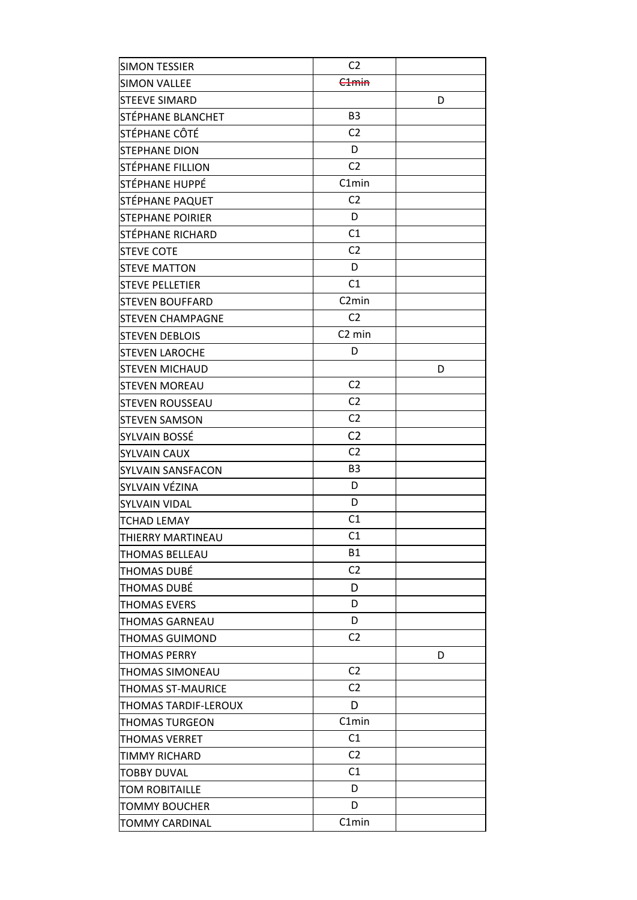| SIMON TESSIER | C2 | |
|---|---|---|
| SIMON VALLEE | ~~C1min~~ | |
| STEEVE SIMARD | | D |
| STÉPHANE BLANCHET | B3 | |
| STÉPHANE CÔTÉ | C2 | |
| STEPHANE DION | D | |
| STÉPHANE FILLION | C2 | |
| STÉPHANE HUPPÉ | C1min | |
| STÉPHANE PAQUET | C2 | |
| STEPHANE POIRIER | D | |
| STÉPHANE RICHARD | C1 | |
| STEVE COTE | C2 | |
| STEVE MATTON | D | |
| STEVE PELLETIER | C1 | |
| STEVEN BOUFFARD | C2min | |
| STEVEN CHAMPAGNE | C2 | |
| STEVEN DEBLOIS | C2 min | |
| STEVEN LAROCHE | D | |
| STEVEN MICHAUD | | D |
| STEVEN MOREAU | C2 | |
| STEVEN ROUSSEAU | C2 | |
| STEVEN SAMSON | C2 | |
| SYLVAIN BOSSÉ | C2 | |
| SYLVAIN CAUX | C2 | |
| SYLVAIN SANSFACON | B3 | |
| SYLVAIN VÉZINA | D | |
| SYLVAIN VIDAL | D | |
| TCHAD LEMAY | C1 | |
| THIERRY MARTINEAU | C1 | |
| THOMAS BELLEAU | B1 | |
| THOMAS DUBÉ | C2 | |
| THOMAS DUBÉ | D | |
| THOMAS EVERS | D | |
| THOMAS GARNEAU | D | |
| THOMAS GUIMOND | C2 | |
| THOMAS PERRY | | D |
| THOMAS SIMONEAU | C2 | |
| THOMAS ST-MAURICE | C2 | |
| THOMAS TARDIF-LEROUX | D | |
| THOMAS TURGEON | C1min | |
| THOMAS VERRET | C1 | |
| TIMMY RICHARD | C2 | |
| TOBBY DUVAL | C1 | |
| TOM ROBITAILLE | D | |
| TOMMY BOUCHER | D | |
| TOMMY CARDINAL | C1min | |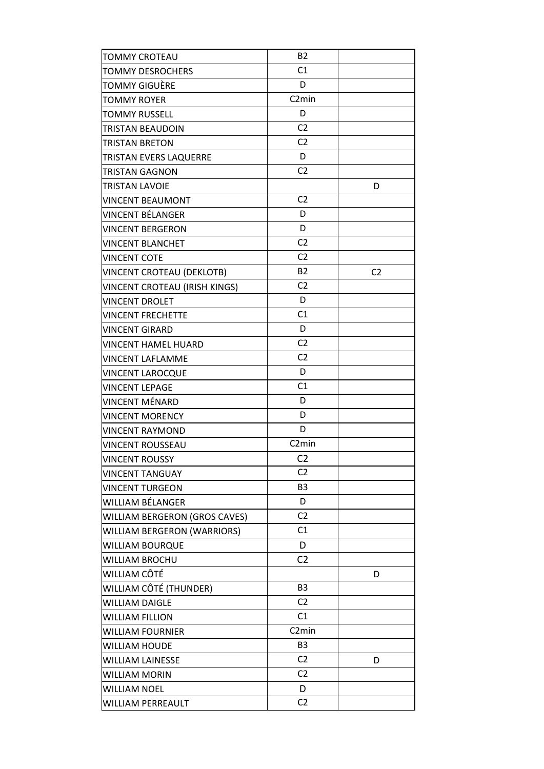| | | |
|---|---|---|
| TOMMY CROTEAU | B2 | |
| TOMMY DESROCHERS | C1 | |
| TOMMY GIGUÈRE | D | |
| TOMMY ROYER | C2min | |
| TOMMY RUSSELL | D | |
| TRISTAN BEAUDOIN | C2 | |
| TRISTAN BRETON | C2 | |
| TRISTAN EVERS LAQUERRE | D | |
| TRISTAN GAGNON | C2 | |
| TRISTAN LAVOIE | | D |
| VINCENT BEAUMONT | C2 | |
| VINCENT BÉLANGER | D | |
| VINCENT BERGERON | D | |
| VINCENT BLANCHET | C2 | |
| VINCENT COTE | C2 | |
| VINCENT CROTEAU (DEKLOTB) | B2 | C2 |
| VINCENT CROTEAU (IRISH KINGS) | C2 | |
| VINCENT DROLET | D | |
| VINCENT FRECHETTE | C1 | |
| VINCENT GIRARD | D | |
| VINCENT HAMEL HUARD | C2 | |
| VINCENT LAFLAMME | C2 | |
| VINCENT LAROCQUE | D | |
| VINCENT LEPAGE | C1 | |
| VINCENT MÉNARD | D | |
| VINCENT MORENCY | D | |
| VINCENT RAYMOND | D | |
| VINCENT ROUSSEAU | C2min | |
| VINCENT ROUSSY | C2 | |
| VINCENT TANGUAY | C2 | |
| VINCENT TURGEON | B3 | |
| WILLIAM BÉLANGER | D | |
| WILLIAM BERGERON (GROS CAVES) | C2 | |
| WILLIAM BERGERON (WARRIORS) | C1 | |
| WILLIAM BOURQUE | D | |
| WILLIAM BROCHU | C2 | |
| WILLIAM CÔTÉ | | D |
| WILLIAM CÔTÉ (THUNDER) | B3 | |
| WILLIAM DAIGLE | C2 | |
| WILLIAM FILLION | C1 | |
| WILLIAM FOURNIER | C2min | |
| WILLIAM HOUDE | B3 | |
| WILLIAM LAINESSE | C2 | D |
| WILLIAM MORIN | C2 | |
| WILLIAM NOEL | D | |
| WILLIAM PERREAULT | C2 | |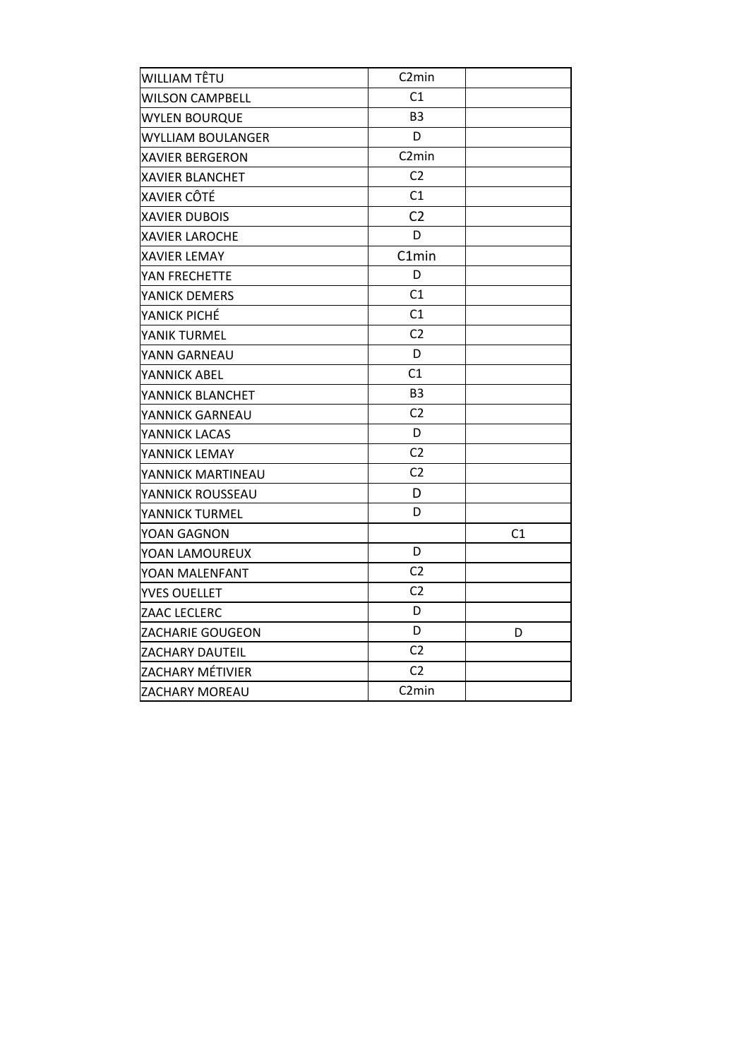| | | |
|---|---|---|
| WILLIAM TÊTU | C2min | |
| WILSON CAMPBELL | C1 | |
| WYLEN BOURQUE | B3 | |
| WYLLIAM BOULANGER | D | |
| XAVIER BERGERON | C2min | |
| XAVIER BLANCHET | C2 | |
| XAVIER CÔTÉ | C1 | |
| XAVIER DUBOIS | C2 | |
| XAVIER LAROCHE | D | |
| XAVIER LEMAY | C1min | |
| YAN FRECHETTE | D | |
| YANICK DEMERS | C1 | |
| YANICK PICHÉ | C1 | |
| YANIK TURMEL | C2 | |
| YANN GARNEAU | D | |
| YANNICK ABEL | C1 | |
| YANNICK BLANCHET | B3 | |
| YANNICK GARNEAU | C2 | |
| YANNICK LACAS | D | |
| YANNICK LEMAY | C2 | |
| YANNICK MARTINEAU | C2 | |
| YANNICK ROUSSEAU | D | |
| YANNICK TURMEL | D | |
| YOAN GAGNON | | C1 |
| YOAN LAMOUREUX | D | |
| YOAN MALENFANT | C2 | |
| YVES OUELLET | C2 | |
| ZAAC LECLERC | D | |
| ZACHARIE GOUGEON | D | D |
| ZACHARY DAUTEIL | C2 | |
| ZACHARY MÉTIVIER | C2 | |
| ZACHARY MOREAU | C2min | |